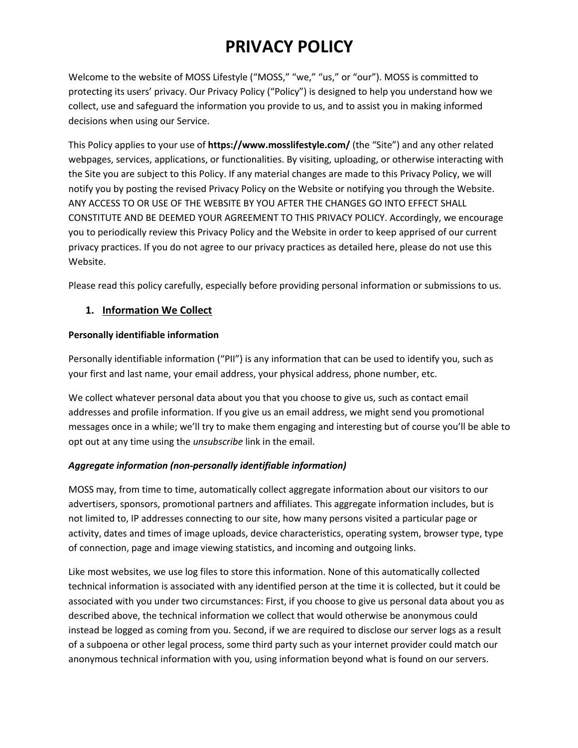# PRIVACY POLICY

Welcome to the website of MOSS Lifestyle ("MOSS," "we," "us," or "our"). MOSS is committed to protecting its users' privacy. Our Privacy Policy ("Policy") is designed to help you understand how we collect, use and safeguard the information you provide to us, and to assist you in making informed decisions when using our Service.

This Policy applies to your use of **https://www.mosslifestyle.com/** (the "Site") and any other related webpages, services, applications, or functionalities. By visiting, uploading, or otherwise interacting with the Site you are subject to this Policy. If any material changes are made to this Privacy Policy, we will notify you by posting the revised Privacy Policy on the Website or notifying you through the Website. ANY ACCESS TO OR USE OF THE WEBSITE BY YOU AFTER THE CHANGES GO INTO EFFECT SHALL CONSTITUTE AND BE DEEMED YOUR AGREEMENT TO THIS PRIVACY POLICY. Accordingly, we encourage you to periodically review this Privacy Policy and the Website in order to keep apprised of our current privacy practices. If you do not agree to our privacy practices as detailed here, please do not use this Website.

Please read this policy carefully, especially before providing personal information or submissions to us.

## 1. Information We Collect

**Personally identifiable information**

Personally identifiable information ("PII") is any information that can be used to identify you, such as your first and last name, your email address, your physical address, phone number, etc.

We collect whatever personal data about you that you choose to give us, such as contact email addresses and profile information. If you give us an email address, we might send you promotional messages once in a while; we'll try to make them engaging and interesting but of course you'll be able to opt out at any time using the *unsubscribe* link in the email.

***Aggregate information (non-personally identifiable information)***

MOSS may, from time to time, automatically collect aggregate information about our visitors to our advertisers, sponsors, promotional partners and affiliates. This aggregate information includes, but is not limited to, IP addresses connecting to our site, how many persons visited a particular page or activity, dates and times of image uploads, device characteristics, operating system, browser type, type of connection, page and image viewing statistics, and incoming and outgoing links.

Like most websites, we use log files to store this information. None of this automatically collected technical information is associated with any identified person at the time it is collected, but it could be associated with you under two circumstances: First, if you choose to give us personal data about you as described above, the technical information we collect that would otherwise be anonymous could instead be logged as coming from you. Second, if we are required to disclose our server logs as a result of a subpoena or other legal process, some third party such as your internet provider could match our anonymous technical information with you, using information beyond what is found on our servers.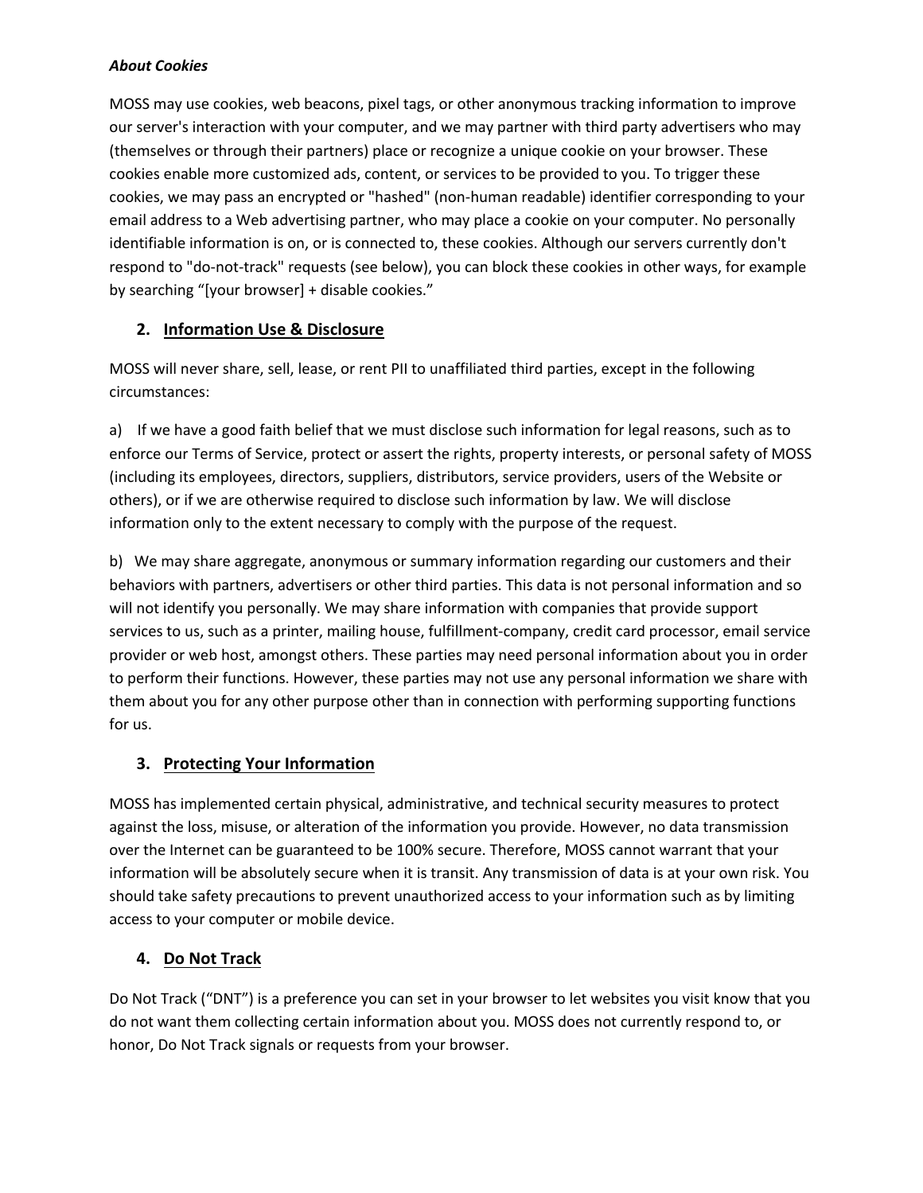***About Cookies***

MOSS may use cookies, web beacons, pixel tags, or other anonymous tracking information to improve our server's interaction with your computer, and we may partner with third party advertisers who may (themselves or through their partners) place or recognize a unique cookie on your browser. These cookies enable more customized ads, content, or services to be provided to you. To trigger these cookies, we may pass an encrypted or "hashed" (non-human readable) identifier corresponding to your email address to a Web advertising partner, who may place a cookie on your computer. No personally identifiable information is on, or is connected to, these cookies. Although our servers currently don't respond to "do-not-track" requests (see below), you can block these cookies in other ways, for example by searching “[your browser] + disable cookies.”

## 2. Information Use & Disclosure

MOSS will never share, sell, lease, or rent PII to unaffiliated third parties, except in the following circumstances:

a) If we have a good faith belief that we must disclose such information for legal reasons, such as to enforce our Terms of Service, protect or assert the rights, property interests, or personal safety of MOSS (including its employees, directors, suppliers, distributors, service providers, users of the Website or others), or if we are otherwise required to disclose such information by law. We will disclose information only to the extent necessary to comply with the purpose of the request.

b) We may share aggregate, anonymous or summary information regarding our customers and their behaviors with partners, advertisers or other third parties. This data is not personal information and so will not identify you personally. We may share information with companies that provide support services to us, such as a printer, mailing house, fulfillment-company, credit card processor, email service provider or web host, amongst others. These parties may need personal information about you in order to perform their functions. However, these parties may not use any personal information we share with them about you for any other purpose other than in connection with performing supporting functions for us.

## 3. Protecting Your Information

MOSS has implemented certain physical, administrative, and technical security measures to protect against the loss, misuse, or alteration of the information you provide. However, no data transmission over the Internet can be guaranteed to be 100% secure. Therefore, MOSS cannot warrant that your information will be absolutely secure when it is transit. Any transmission of data is at your own risk. You should take safety precautions to prevent unauthorized access to your information such as by limiting access to your computer or mobile device.

## 4. Do Not Track

Do Not Track (“DNT”) is a preference you can set in your browser to let websites you visit know that you do not want them collecting certain information about you. MOSS does not currently respond to, or honor, Do Not Track signals or requests from your browser.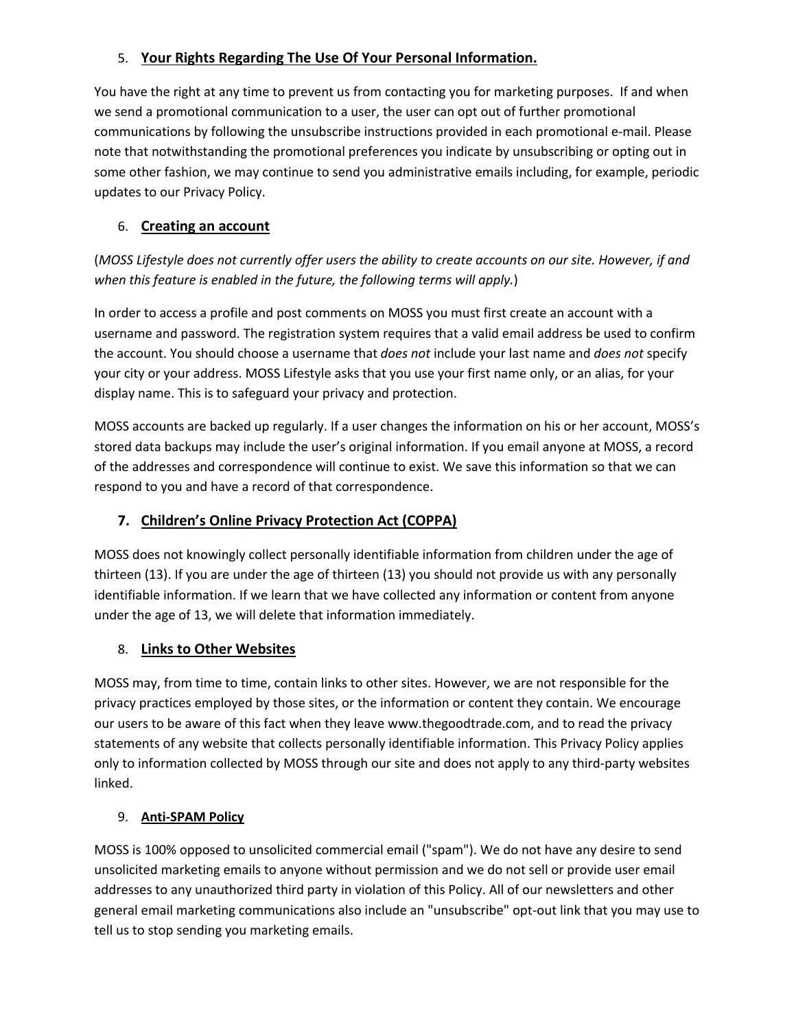## 5. Your Rights Regarding The Use Of Your Personal Information.

You have the right at any time to prevent us from contacting you for marketing purposes. If and when we send a promotional communication to a user, the user can opt out of further promotional communications by following the unsubscribe instructions provided in each promotional e-mail. Please note that notwithstanding the promotional preferences you indicate by unsubscribing or opting out in some other fashion, we may continue to send you administrative emails including, for example, periodic updates to our Privacy Policy.

## 6. Creating an account

(*MOSS Lifestyle does not currently offer users the ability to create accounts on our site. However, if and when this feature is enabled in the future, the following terms will apply.*)

In order to access a profile and post comments on MOSS you must first create an account with a username and password. The registration system requires that a valid email address be used to confirm the account. You should choose a username that *does not* include your last name and *does not* specify your city or your address. MOSS Lifestyle asks that you use your first name only, or an alias, for your display name. This is to safeguard your privacy and protection.

MOSS accounts are backed up regularly. If a user changes the information on his or her account, MOSS's stored data backups may include the user's original information. If you email anyone at MOSS, a record of the addresses and correspondence will continue to exist. We save this information so that we can respond to you and have a record of that correspondence.

## 7. Children's Online Privacy Protection Act (COPPA)

MOSS does not knowingly collect personally identifiable information from children under the age of thirteen (13). If you are under the age of thirteen (13) you should not provide us with any personally identifiable information. If we learn that we have collected any information or content from anyone under the age of 13, we will delete that information immediately.

## 8. Links to Other Websites

MOSS may, from time to time, contain links to other sites. However, we are not responsible for the privacy practices employed by those sites, or the information or content they contain. We encourage our users to be aware of this fact when they leave www.thegoodtrade.com, and to read the privacy statements of any website that collects personally identifiable information. This Privacy Policy applies only to information collected by MOSS through our site and does not apply to any third-party websites linked.

## 9. Anti-SPAM Policy

MOSS is 100% opposed to unsolicited commercial email ("spam"). We do not have any desire to send unsolicited marketing emails to anyone without permission and we do not sell or provide user email addresses to any unauthorized third party in violation of this Policy. All of our newsletters and other general email marketing communications also include an "unsubscribe" opt-out link that you may use to tell us to stop sending you marketing emails.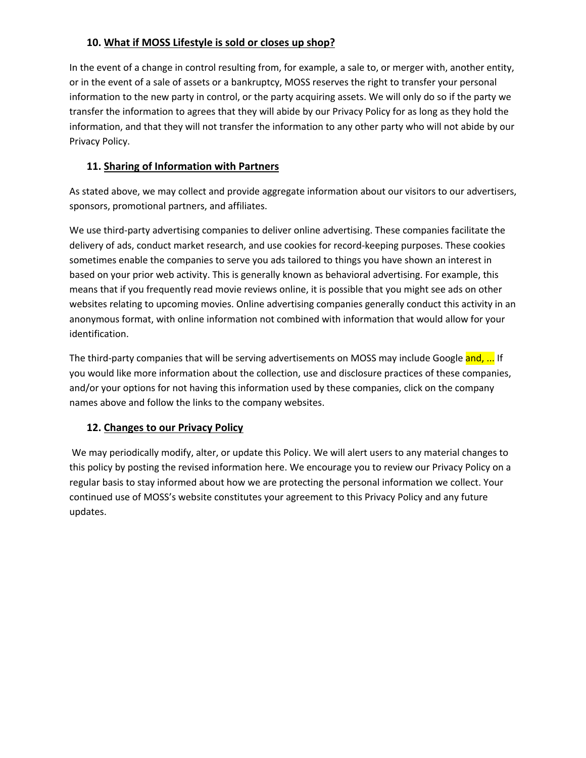## 10. What if MOSS Lifestyle is sold or closes up shop?

In the event of a change in control resulting from, for example, a sale to, or merger with, another entity, or in the event of a sale of assets or a bankruptcy, MOSS reserves the right to transfer your personal information to the new party in control, or the party acquiring assets. We will only do so if the party we transfer the information to agrees that they will abide by our Privacy Policy for as long as they hold the information, and that they will not transfer the information to any other party who will not abide by our Privacy Policy.

## 11. Sharing of Information with Partners

As stated above, we may collect and provide aggregate information about our visitors to our advertisers, sponsors, promotional partners, and affiliates.

We use third-party advertising companies to deliver online advertising. These companies facilitate the delivery of ads, conduct market research, and use cookies for record-keeping purposes. These cookies sometimes enable the companies to serve you ads tailored to things you have shown an interest in based on your prior web activity. This is generally known as behavioral advertising. For example, this means that if you frequently read movie reviews online, it is possible that you might see ads on other websites relating to upcoming movies. Online advertising companies generally conduct this activity in an anonymous format, with online information not combined with information that would allow for your identification.

The third-party companies that will be serving advertisements on MOSS may include Google and, ... If you would like more information about the collection, use and disclosure practices of these companies, and/or your options for not having this information used by these companies, click on the company names above and follow the links to the company websites.

## 12. Changes to our Privacy Policy

We may periodically modify, alter, or update this Policy. We will alert users to any material changes to this policy by posting the revised information here. We encourage you to review our Privacy Policy on a regular basis to stay informed about how we are protecting the personal information we collect. Your continued use of MOSS's website constitutes your agreement to this Privacy Policy and any future updates.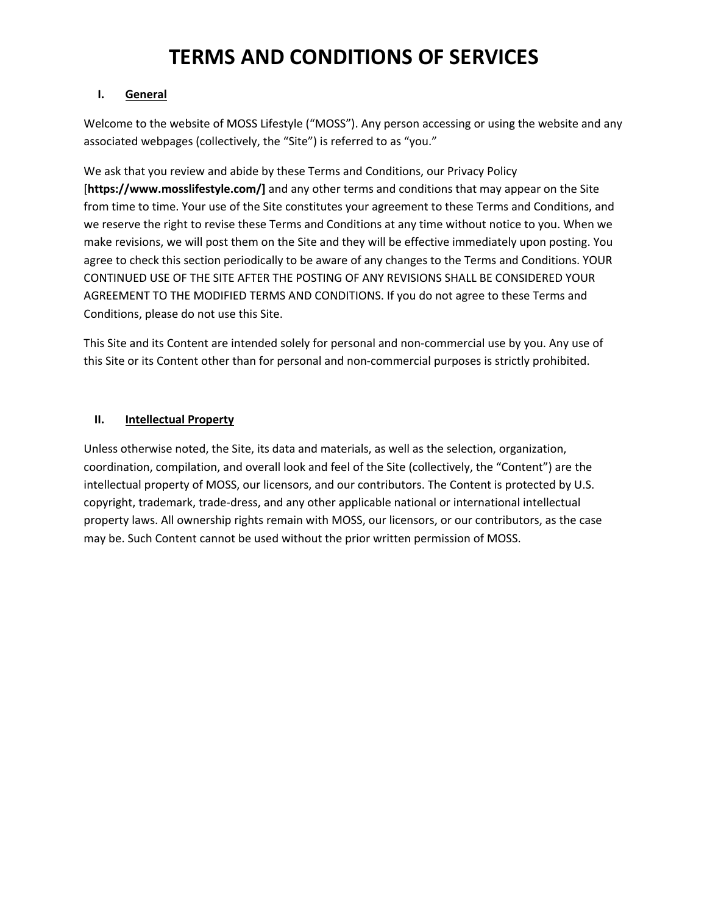# TERMS AND CONDITIONS OF SERVICES

## I. General

Welcome to the website of MOSS Lifestyle (“MOSS”). Any person accessing or using the website and any associated webpages (collectively, the “Site”) is referred to as “you.”

We ask that you review and abide by these Terms and Conditions, our Privacy Policy [**https://www.mosslifestyle.com/]** and any other terms and conditions that may appear on the Site from time to time. Your use of the Site constitutes your agreement to these Terms and Conditions, and we reserve the right to revise these Terms and Conditions at any time without notice to you. When we make revisions, we will post them on the Site and they will be effective immediately upon posting. You agree to check this section periodically to be aware of any changes to the Terms and Conditions. YOUR CONTINUED USE OF THE SITE AFTER THE POSTING OF ANY REVISIONS SHALL BE CONSIDERED YOUR AGREEMENT TO THE MODIFIED TERMS AND CONDITIONS. If you do not agree to these Terms and Conditions, please do not use this Site.

This Site and its Content are intended solely for personal and non-commercial use by you. Any use of this Site or its Content other than for personal and non-commercial purposes is strictly prohibited.

## II. Intellectual Property

Unless otherwise noted, the Site, its data and materials, as well as the selection, organization, coordination, compilation, and overall look and feel of the Site (collectively, the “Content”) are the intellectual property of MOSS, our licensors, and our contributors. The Content is protected by U.S. copyright, trademark, trade-dress, and any other applicable national or international intellectual property laws. All ownership rights remain with MOSS, our licensors, or our contributors, as the case may be. Such Content cannot be used without the prior written permission of MOSS.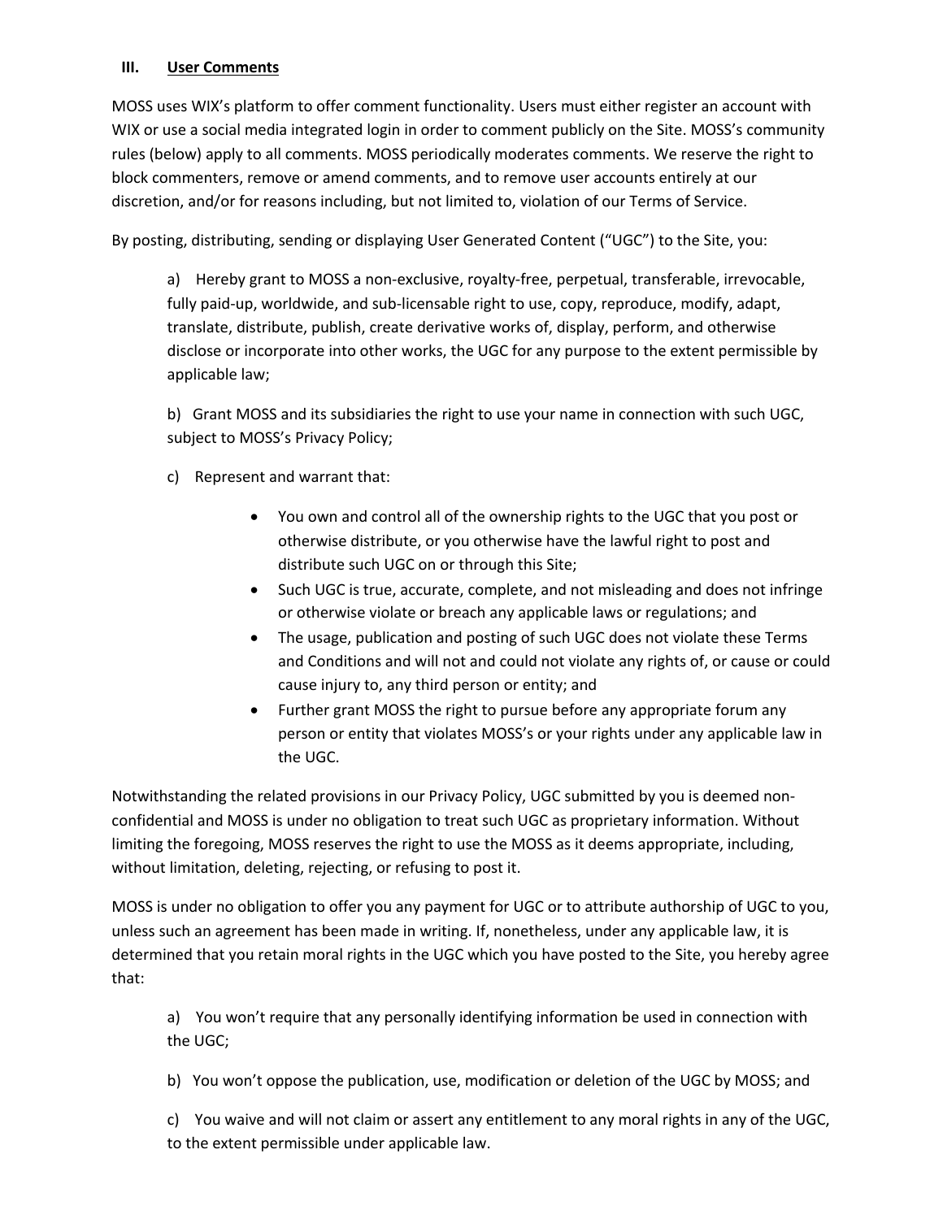## III. User Comments

MOSS uses WIX's platform to offer comment functionality. Users must either register an account with WIX or use a social media integrated login in order to comment publicly on the Site. MOSS's community rules (below) apply to all comments. MOSS periodically moderates comments. We reserve the right to block commenters, remove or amend comments, and to remove user accounts entirely at our discretion, and/or for reasons including, but not limited to, violation of our Terms of Service.

By posting, distributing, sending or displaying User Generated Content ("UGC") to the Site, you:

a) Hereby grant to MOSS a non-exclusive, royalty-free, perpetual, transferable, irrevocable, fully paid-up, worldwide, and sub-licensable right to use, copy, reproduce, modify, adapt, translate, distribute, publish, create derivative works of, display, perform, and otherwise disclose or incorporate into other works, the UGC for any purpose to the extent permissible by applicable law;

b) Grant MOSS and its subsidiaries the right to use your name in connection with such UGC, subject to MOSS's Privacy Policy;

c) Represent and warrant that:

- You own and control all of the ownership rights to the UGC that you post or otherwise distribute, or you otherwise have the lawful right to post and distribute such UGC on or through this Site;
- Such UGC is true, accurate, complete, and not misleading and does not infringe or otherwise violate or breach any applicable laws or regulations; and
- The usage, publication and posting of such UGC does not violate these Terms and Conditions and will not and could not violate any rights of, or cause or could cause injury to, any third person or entity; and
- Further grant MOSS the right to pursue before any appropriate forum any person or entity that violates MOSS's or your rights under any applicable law in the UGC.

Notwithstanding the related provisions in our Privacy Policy, UGC submitted by you is deemed non-confidential and MOSS is under no obligation to treat such UGC as proprietary information. Without limiting the foregoing, MOSS reserves the right to use the MOSS as it deems appropriate, including, without limitation, deleting, rejecting, or refusing to post it.

MOSS is under no obligation to offer you any payment for UGC or to attribute authorship of UGC to you, unless such an agreement has been made in writing. If, nonetheless, under any applicable law, it is determined that you retain moral rights in the UGC which you have posted to the Site, you hereby agree that:

a) You won't require that any personally identifying information be used in connection with the UGC;

b) You won't oppose the publication, use, modification or deletion of the UGC by MOSS; and

c) You waive and will not claim or assert any entitlement to any moral rights in any of the UGC, to the extent permissible under applicable law.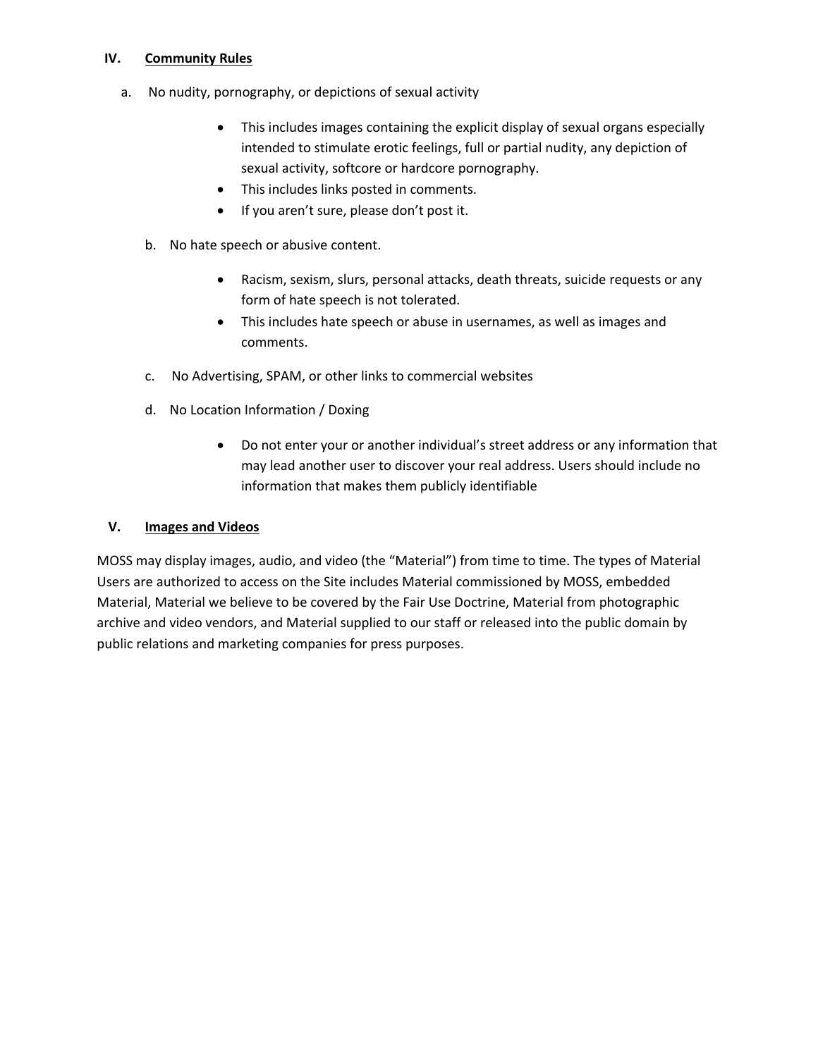## IV. Community Rules

a. No nudity, pornography, or depictions of sexual activity

- This includes images containing the explicit display of sexual organs especially intended to stimulate erotic feelings, full or partial nudity, any depiction of sexual activity, softcore or hardcore pornography.
- This includes links posted in comments.
- If you aren't sure, please don't post it.

b. No hate speech or abusive content.

- Racism, sexism, slurs, personal attacks, death threats, suicide requests or any form of hate speech is not tolerated.
- This includes hate speech or abuse in usernames, as well as images and comments.

c. No Advertising, SPAM, or other links to commercial websites

d. No Location Information / Doxing

- Do not enter your or another individual's street address or any information that may lead another user to discover your real address. Users should include no information that makes them publicly identifiable

## V. Images and Videos

MOSS may display images, audio, and video (the "Material") from time to time. The types of Material Users are authorized to access on the Site includes Material commissioned by MOSS, embedded Material, Material we believe to be covered by the Fair Use Doctrine, Material from photographic archive and video vendors, and Material supplied to our staff or released into the public domain by public relations and marketing companies for press purposes.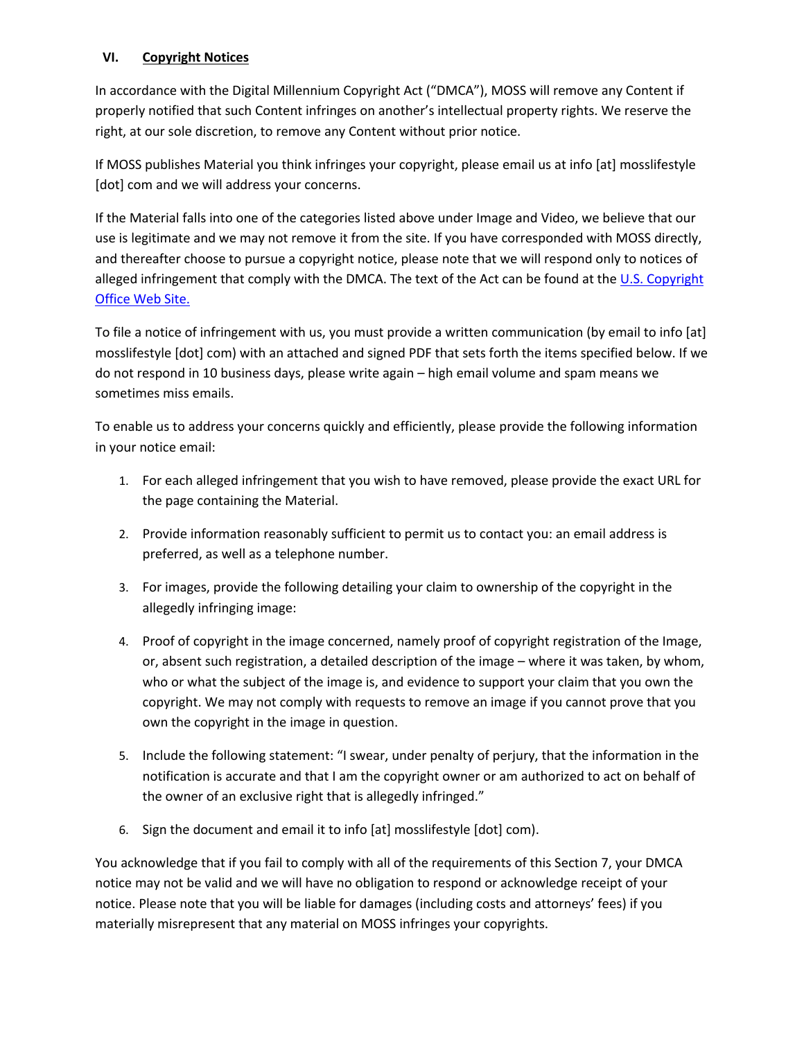## VI. Copyright Notices

In accordance with the Digital Millennium Copyright Act ("DMCA"), MOSS will remove any Content if properly notified that such Content infringes on another's intellectual property rights. We reserve the right, at our sole discretion, to remove any Content without prior notice.

If MOSS publishes Material you think infringes your copyright, please email us at info [at] mosslifestyle [dot] com and we will address your concerns.

If the Material falls into one of the categories listed above under Image and Video, we believe that our use is legitimate and we may not remove it from the site. If you have corresponded with MOSS directly, and thereafter choose to pursue a copyright notice, please note that we will respond only to notices of alleged infringement that comply with the DMCA. The text of the Act can be found at the [U.S. Copyright Office Web Site.]()

To file a notice of infringement with us, you must provide a written communication (by email to info [at] mosslifestyle [dot] com) with an attached and signed PDF that sets forth the items specified below. If we do not respond in 10 business days, please write again – high email volume and spam means we sometimes miss emails.

To enable us to address your concerns quickly and efficiently, please provide the following information in your notice email:

1. For each alleged infringement that you wish to have removed, please provide the exact URL for the page containing the Material.
2. Provide information reasonably sufficient to permit us to contact you: an email address is preferred, as well as a telephone number.
3. For images, provide the following detailing your claim to ownership of the copyright in the allegedly infringing image:
4. Proof of copyright in the image concerned, namely proof of copyright registration of the Image, or, absent such registration, a detailed description of the image – where it was taken, by whom, who or what the subject of the image is, and evidence to support your claim that you own the copyright. We may not comply with requests to remove an image if you cannot prove that you own the copyright in the image in question.
5. Include the following statement: "I swear, under penalty of perjury, that the information in the notification is accurate and that I am the copyright owner or am authorized to act on behalf of the owner of an exclusive right that is allegedly infringed."
6. Sign the document and email it to info [at] mosslifestyle [dot] com).

You acknowledge that if you fail to comply with all of the requirements of this Section 7, your DMCA notice may not be valid and we will have no obligation to respond or acknowledge receipt of your notice. Please note that you will be liable for damages (including costs and attorneys' fees) if you materially misrepresent that any material on MOSS infringes your copyrights.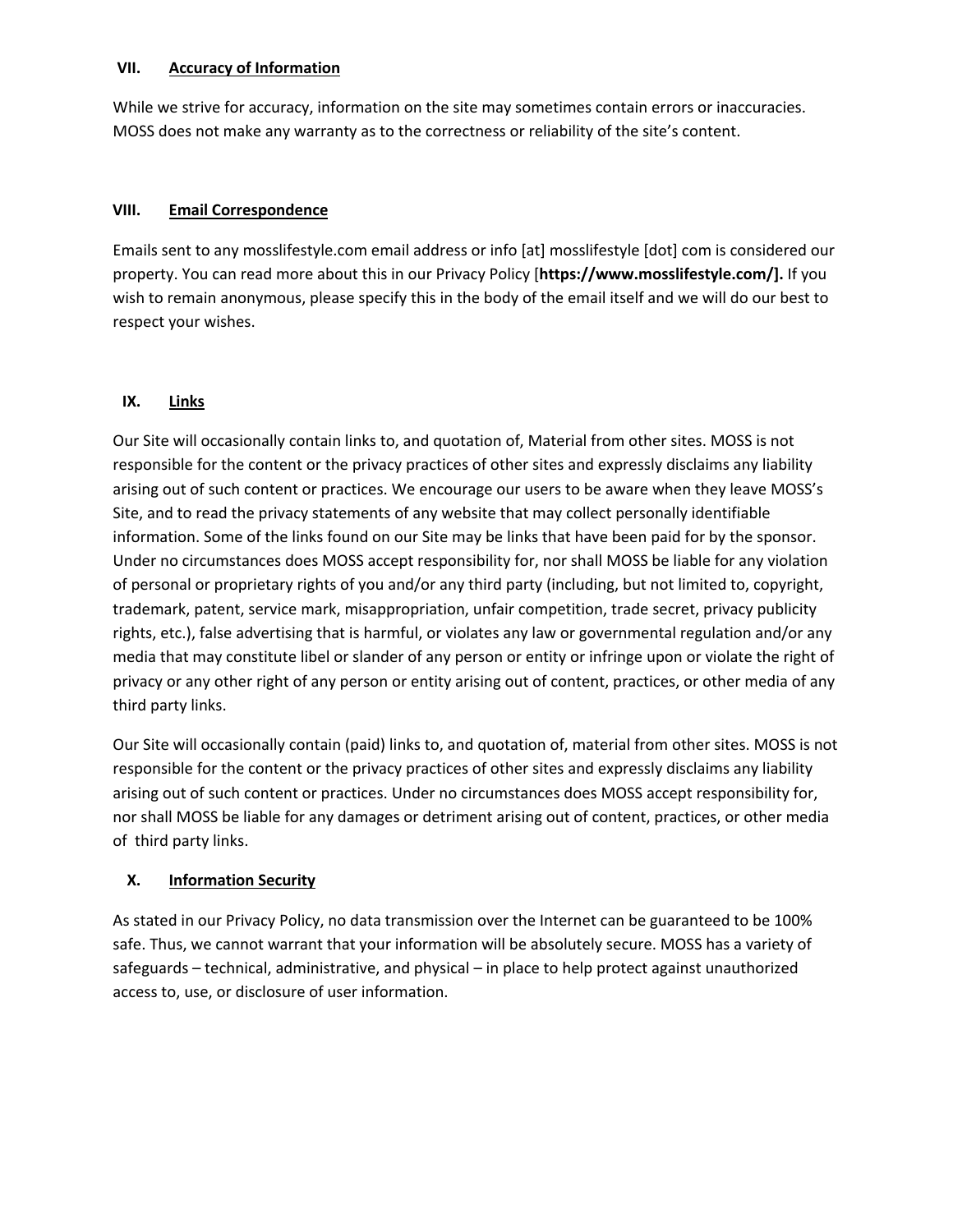## VII. Accuracy of Information

While we strive for accuracy, information on the site may sometimes contain errors or inaccuracies. MOSS does not make any warranty as to the correctness or reliability of the site's content.

## VIII. Email Correspondence

Emails sent to any mosslifestyle.com email address or info [at] mosslifestyle [dot] com is considered our property. You can read more about this in our Privacy Policy [**https://www.mosslifestyle.com/].** If you wish to remain anonymous, please specify this in the body of the email itself and we will do our best to respect your wishes.

## IX. Links

Our Site will occasionally contain links to, and quotation of, Material from other sites. MOSS is not responsible for the content or the privacy practices of other sites and expressly disclaims any liability arising out of such content or practices. We encourage our users to be aware when they leave MOSS's Site, and to read the privacy statements of any website that may collect personally identifiable information. Some of the links found on our Site may be links that have been paid for by the sponsor. Under no circumstances does MOSS accept responsibility for, nor shall MOSS be liable for any violation of personal or proprietary rights of you and/or any third party (including, but not limited to, copyright, trademark, patent, service mark, misappropriation, unfair competition, trade secret, privacy publicity rights, etc.), false advertising that is harmful, or violates any law or governmental regulation and/or any media that may constitute libel or slander of any person or entity or infringe upon or violate the right of privacy or any other right of any person or entity arising out of content, practices, or other media of any third party links.

Our Site will occasionally contain (paid) links to, and quotation of, material from other sites. MOSS is not responsible for the content or the privacy practices of other sites and expressly disclaims any liability arising out of such content or practices. Under no circumstances does MOSS accept responsibility for, nor shall MOSS be liable for any damages or detriment arising out of content, practices, or other media of third party links.

## X. Information Security

As stated in our Privacy Policy, no data transmission over the Internet can be guaranteed to be 100% safe. Thus, we cannot warrant that your information will be absolutely secure. MOSS has a variety of safeguards – technical, administrative, and physical – in place to help protect against unauthorized access to, use, or disclosure of user information.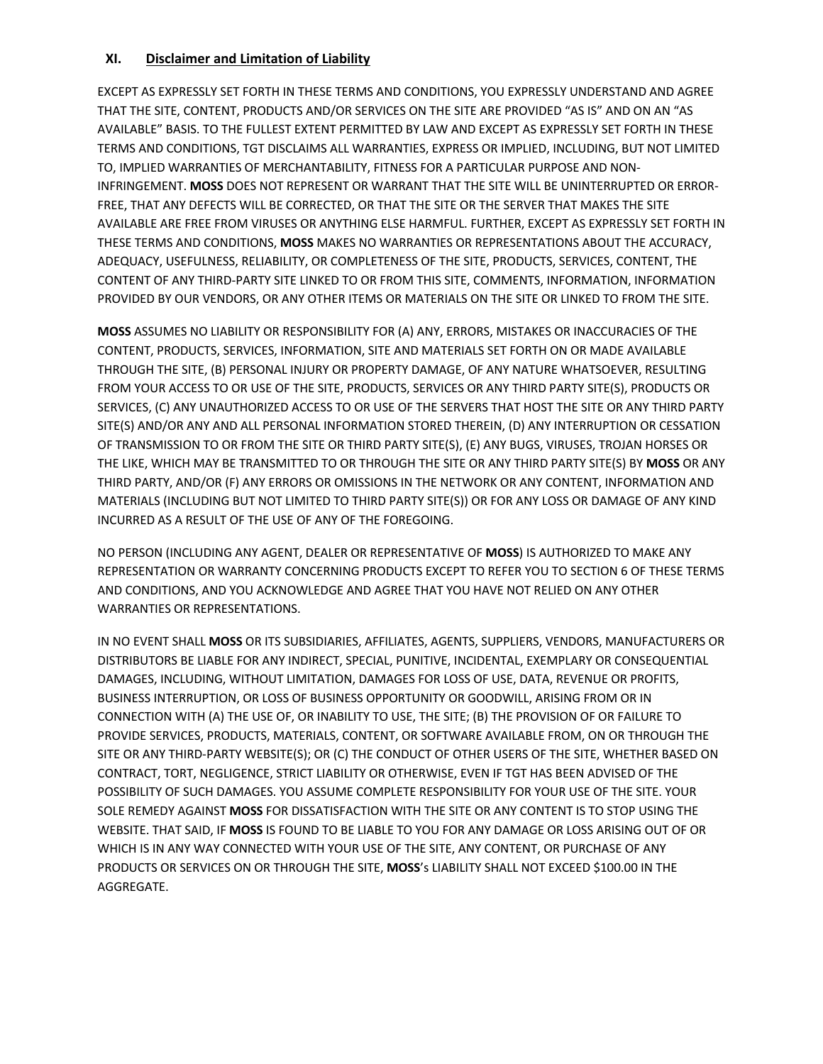## XI. Disclaimer and Limitation of Liability

EXCEPT AS EXPRESSLY SET FORTH IN THESE TERMS AND CONDITIONS, YOU EXPRESSLY UNDERSTAND AND AGREE THAT THE SITE, CONTENT, PRODUCTS AND/OR SERVICES ON THE SITE ARE PROVIDED "AS IS" AND ON AN "AS AVAILABLE" BASIS. TO THE FULLEST EXTENT PERMITTED BY LAW AND EXCEPT AS EXPRESSLY SET FORTH IN THESE TERMS AND CONDITIONS, TGT DISCLAIMS ALL WARRANTIES, EXPRESS OR IMPLIED, INCLUDING, BUT NOT LIMITED TO, IMPLIED WARRANTIES OF MERCHANTABILITY, FITNESS FOR A PARTICULAR PURPOSE AND NON-INFRINGEMENT. **MOSS** DOES NOT REPRESENT OR WARRANT THAT THE SITE WILL BE UNINTERRUPTED OR ERROR-FREE, THAT ANY DEFECTS WILL BE CORRECTED, OR THAT THE SITE OR THE SERVER THAT MAKES THE SITE AVAILABLE ARE FREE FROM VIRUSES OR ANYTHING ELSE HARMFUL. FURTHER, EXCEPT AS EXPRESSLY SET FORTH IN THESE TERMS AND CONDITIONS, **MOSS** MAKES NO WARRANTIES OR REPRESENTATIONS ABOUT THE ACCURACY, ADEQUACY, USEFULNESS, RELIABILITY, OR COMPLETENESS OF THE SITE, PRODUCTS, SERVICES, CONTENT, THE CONTENT OF ANY THIRD-PARTY SITE LINKED TO OR FROM THIS SITE, COMMENTS, INFORMATION, INFORMATION PROVIDED BY OUR VENDORS, OR ANY OTHER ITEMS OR MATERIALS ON THE SITE OR LINKED TO FROM THE SITE.

**MOSS** ASSUMES NO LIABILITY OR RESPONSIBILITY FOR (A) ANY, ERRORS, MISTAKES OR INACCURACIES OF THE CONTENT, PRODUCTS, SERVICES, INFORMATION, SITE AND MATERIALS SET FORTH ON OR MADE AVAILABLE THROUGH THE SITE, (B) PERSONAL INJURY OR PROPERTY DAMAGE, OF ANY NATURE WHATSOEVER, RESULTING FROM YOUR ACCESS TO OR USE OF THE SITE, PRODUCTS, SERVICES OR ANY THIRD PARTY SITE(S), PRODUCTS OR SERVICES, (C) ANY UNAUTHORIZED ACCESS TO OR USE OF THE SERVERS THAT HOST THE SITE OR ANY THIRD PARTY SITE(S) AND/OR ANY AND ALL PERSONAL INFORMATION STORED THEREIN, (D) ANY INTERRUPTION OR CESSATION OF TRANSMISSION TO OR FROM THE SITE OR THIRD PARTY SITE(S), (E) ANY BUGS, VIRUSES, TROJAN HORSES OR THE LIKE, WHICH MAY BE TRANSMITTED TO OR THROUGH THE SITE OR ANY THIRD PARTY SITE(S) BY **MOSS** OR ANY THIRD PARTY, AND/OR (F) ANY ERRORS OR OMISSIONS IN THE NETWORK OR ANY CONTENT, INFORMATION AND MATERIALS (INCLUDING BUT NOT LIMITED TO THIRD PARTY SITE(S)) OR FOR ANY LOSS OR DAMAGE OF ANY KIND INCURRED AS A RESULT OF THE USE OF ANY OF THE FOREGOING.

NO PERSON (INCLUDING ANY AGENT, DEALER OR REPRESENTATIVE OF **MOSS**) IS AUTHORIZED TO MAKE ANY REPRESENTATION OR WARRANTY CONCERNING PRODUCTS EXCEPT TO REFER YOU TO SECTION 6 OF THESE TERMS AND CONDITIONS, AND YOU ACKNOWLEDGE AND AGREE THAT YOU HAVE NOT RELIED ON ANY OTHER WARRANTIES OR REPRESENTATIONS.

IN NO EVENT SHALL **MOSS** OR ITS SUBSIDIARIES, AFFILIATES, AGENTS, SUPPLIERS, VENDORS, MANUFACTURERS OR DISTRIBUTORS BE LIABLE FOR ANY INDIRECT, SPECIAL, PUNITIVE, INCIDENTAL, EXEMPLARY OR CONSEQUENTIAL DAMAGES, INCLUDING, WITHOUT LIMITATION, DAMAGES FOR LOSS OF USE, DATA, REVENUE OR PROFITS, BUSINESS INTERRUPTION, OR LOSS OF BUSINESS OPPORTUNITY OR GOODWILL, ARISING FROM OR IN CONNECTION WITH (A) THE USE OF, OR INABILITY TO USE, THE SITE; (B) THE PROVISION OF OR FAILURE TO PROVIDE SERVICES, PRODUCTS, MATERIALS, CONTENT, OR SOFTWARE AVAILABLE FROM, ON OR THROUGH THE SITE OR ANY THIRD-PARTY WEBSITE(S); OR (C) THE CONDUCT OF OTHER USERS OF THE SITE, WHETHER BASED ON CONTRACT, TORT, NEGLIGENCE, STRICT LIABILITY OR OTHERWISE, EVEN IF TGT HAS BEEN ADVISED OF THE POSSIBILITY OF SUCH DAMAGES. YOU ASSUME COMPLETE RESPONSIBILITY FOR YOUR USE OF THE SITE. YOUR SOLE REMEDY AGAINST **MOSS** FOR DISSATISFACTION WITH THE SITE OR ANY CONTENT IS TO STOP USING THE WEBSITE. THAT SAID, IF **MOSS** IS FOUND TO BE LIABLE TO YOU FOR ANY DAMAGE OR LOSS ARISING OUT OF OR WHICH IS IN ANY WAY CONNECTED WITH YOUR USE OF THE SITE, ANY CONTENT, OR PURCHASE OF ANY PRODUCTS OR SERVICES ON OR THROUGH THE SITE, **MOSS**'s LIABILITY SHALL NOT EXCEED $100.00 IN THE AGGREGATE.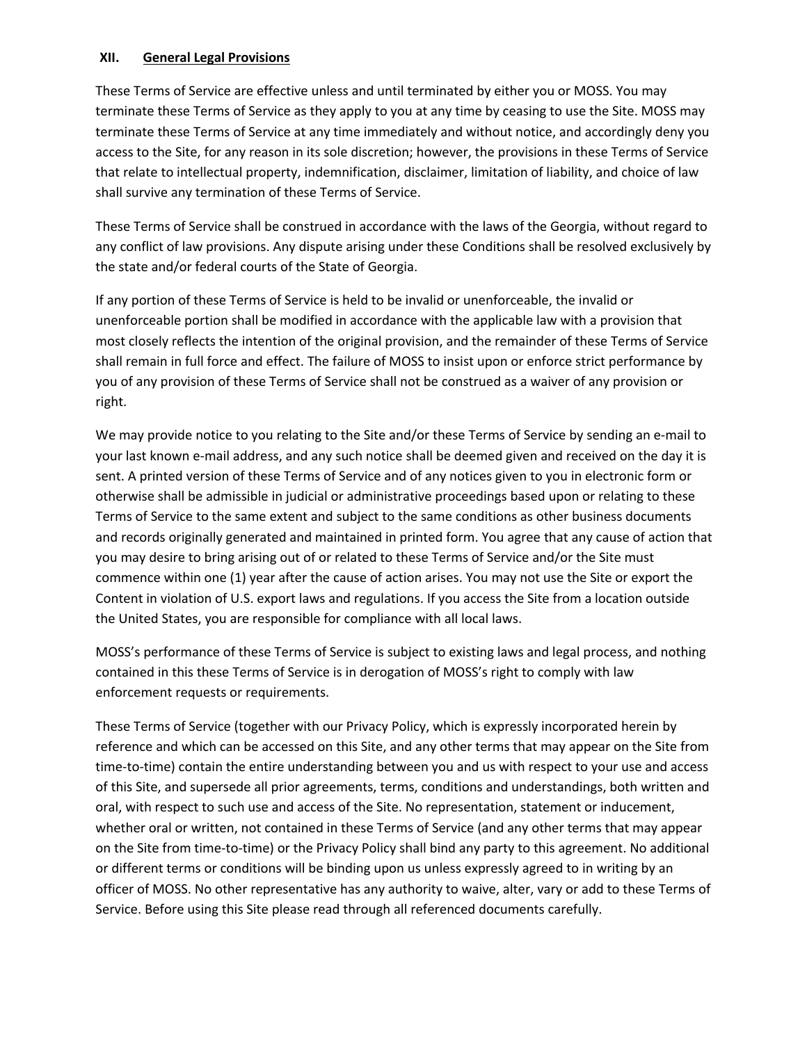## XII. General Legal Provisions

These Terms of Service are effective unless and until terminated by either you or MOSS. You may terminate these Terms of Service as they apply to you at any time by ceasing to use the Site. MOSS may terminate these Terms of Service at any time immediately and without notice, and accordingly deny you access to the Site, for any reason in its sole discretion; however, the provisions in these Terms of Service that relate to intellectual property, indemnification, disclaimer, limitation of liability, and choice of law shall survive any termination of these Terms of Service.

These Terms of Service shall be construed in accordance with the laws of the Georgia, without regard to any conflict of law provisions. Any dispute arising under these Conditions shall be resolved exclusively by the state and/or federal courts of the State of Georgia.

If any portion of these Terms of Service is held to be invalid or unenforceable, the invalid or unenforceable portion shall be modified in accordance with the applicable law with a provision that most closely reflects the intention of the original provision, and the remainder of these Terms of Service shall remain in full force and effect. The failure of MOSS to insist upon or enforce strict performance by you of any provision of these Terms of Service shall not be construed as a waiver of any provision or right.

We may provide notice to you relating to the Site and/or these Terms of Service by sending an e-mail to your last known e-mail address, and any such notice shall be deemed given and received on the day it is sent. A printed version of these Terms of Service and of any notices given to you in electronic form or otherwise shall be admissible in judicial or administrative proceedings based upon or relating to these Terms of Service to the same extent and subject to the same conditions as other business documents and records originally generated and maintained in printed form. You agree that any cause of action that you may desire to bring arising out of or related to these Terms of Service and/or the Site must commence within one (1) year after the cause of action arises. You may not use the Site or export the Content in violation of U.S. export laws and regulations. If you access the Site from a location outside the United States, you are responsible for compliance with all local laws.

MOSS's performance of these Terms of Service is subject to existing laws and legal process, and nothing contained in this these Terms of Service is in derogation of MOSS's right to comply with law enforcement requests or requirements.

These Terms of Service (together with our Privacy Policy, which is expressly incorporated herein by reference and which can be accessed on this Site, and any other terms that may appear on the Site from time-to-time) contain the entire understanding between you and us with respect to your use and access of this Site, and supersede all prior agreements, terms, conditions and understandings, both written and oral, with respect to such use and access of the Site. No representation, statement or inducement, whether oral or written, not contained in these Terms of Service (and any other terms that may appear on the Site from time-to-time) or the Privacy Policy shall bind any party to this agreement. No additional or different terms or conditions will be binding upon us unless expressly agreed to in writing by an officer of MOSS. No other representative has any authority to waive, alter, vary or add to these Terms of Service. Before using this Site please read through all referenced documents carefully.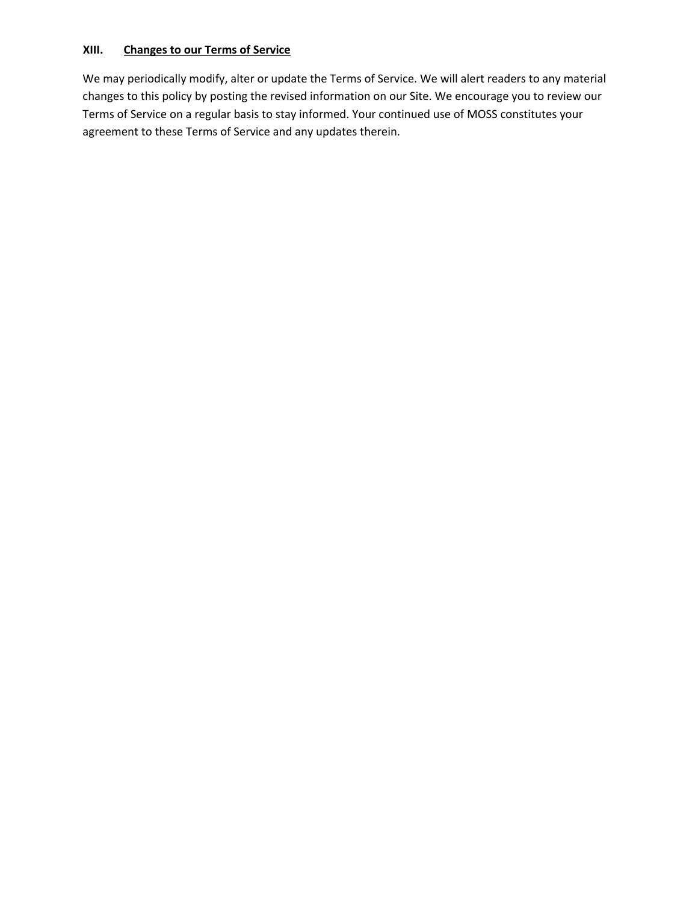## XIII. Changes to our Terms of Service

We may periodically modify, alter or update the Terms of Service. We will alert readers to any material changes to this policy by posting the revised information on our Site. We encourage you to review our Terms of Service on a regular basis to stay informed. Your continued use of MOSS constitutes your agreement to these Terms of Service and any updates therein.